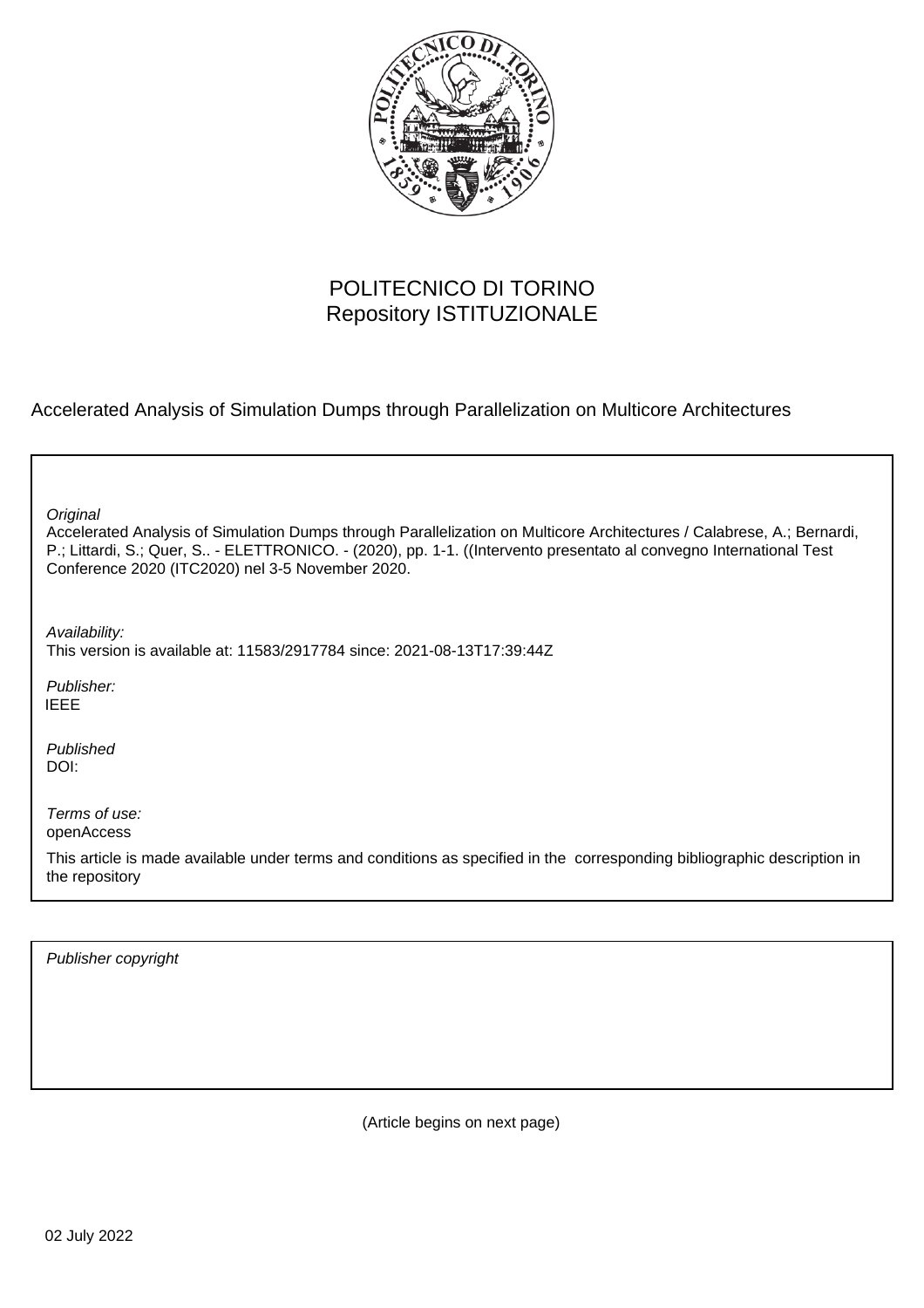POLITECNICO DI TORINO
Repository ISTITUZIONALE

Accelerated Analysis of Simulation Dumps through Parallelization on Multicore Architectures

*Original*
Accelerated Analysis of Simulation Dumps through Parallelization on Multicore Architectures / Calabrese, A.; Bernardi, P.; Littardi, S.; Quer, S.. - ELETTRONICO. - (2020), pp. 1-1. ((Intervento presentato al convegno International Test Conference 2020 (ITC2020) nel 3-5 November 2020.

*Availability:*
This version is available at: 11583/2917784 since: 2021-08-13T17:39:44Z

*Publisher:*
IEEE

*Published*
DOI:

*Terms of use:*
openAccess

This article is made available under terms and conditions as specified in the corresponding bibliographic description in the repository

*Publisher copyright*

(Article begins on next page)

02 July 2022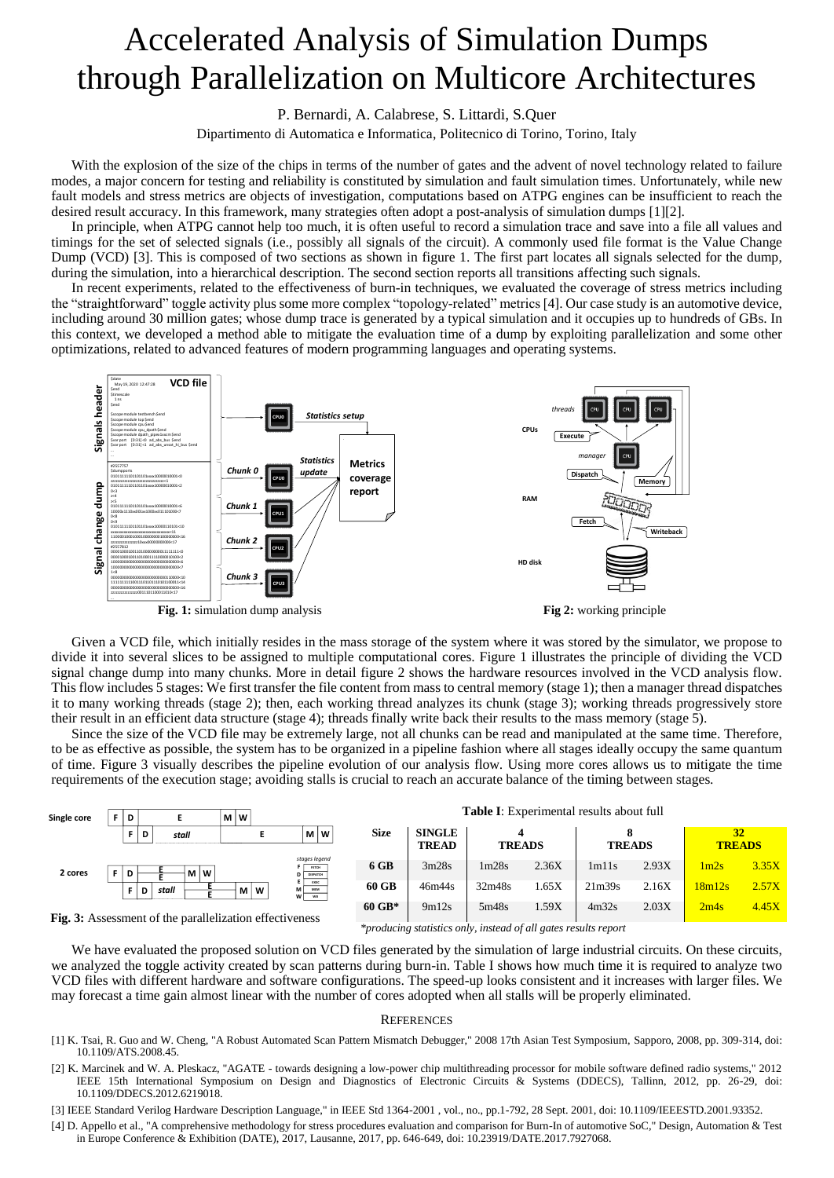# Accelerated Analysis of Simulation Dumps through Parallelization on Multicore Architectures

P. Bernardi, A. Calabrese, S. Littardi, S.Quer

Dipartimento di Automatica e Informatica, Politecnico di Torino, Torino, Italy

With the explosion of the size of the chips in terms of the number of gates and the advent of novel technology related to failure modes, a major concern for testing and reliability is constituted by simulation and fault simulation times. Unfortunately, while new fault models and stress metrics are objects of investigation, computations based on ATPG engines can be insufficient to reach the desired result accuracy. In this framework, many strategies often adopt a post-analysis of simulation dumps [1][2].

In principle, when ATPG cannot help too much, it is often useful to record a simulation trace and save into a file all values and timings for the set of selected signals (i.e., possibly all signals of the circuit). A commonly used file format is the Value Change Dump (VCD) [3]. This is composed of two sections as shown in figure 1. The first part locates all signals selected for the dump, during the simulation, into a hierarchical description. The second section reports all transitions affecting such signals.

In recent experiments, related to the effectiveness of burn-in techniques, we evaluated the coverage of stress metrics including the "straightforward" toggle activity plus some more complex "topology-related" metrics [4]. Our case study is an automotive device, including around 30 million gates; whose dump trace is generated by a typical simulation and it occupies up to hundreds of GBs. In this context, we developed a method able to mitigate the evaluation time of a dump by exploiting parallelization and some other optimizations, related to advanced features of modern programming languages and operating systems.

**Fig. 1:** simulation dump analysis

**Fig 2:** working principle

Given a VCD file, which initially resides in the mass storage of the system where it was stored by the simulator, we propose to divide it into several slices to be assigned to multiple computational cores. Figure 1 illustrates the principle of dividing the VCD signal change dump into many chunks. More in detail figure 2 shows the hardware resources involved in the VCD analysis flow. This flow includes 5 stages: We first transfer the file content from mass to central memory (stage 1); then a manager thread dispatches it to many working threads (stage 2); then, each working thread analyzes its chunk (stage 3); working threads progressively store their result in an efficient data structure (stage 4); threads finally write back their results to the mass memory (stage 5).

Since the size of the VCD file may be extremely large, not all chunks can be read and manipulated at the same time. Therefore, to be as effective as possible, the system has to be organized in a pipeline fashion where all stages ideally occupy the same quantum of time. Figure 3 visually describes the pipeline evolution of our analysis flow. Using more cores allows us to mitigate the time requirements of the execution stage; avoiding stalls is crucial to reach an accurate balance of the timing between stages.

**Fig. 3:** Assessment of the parallelization effectiveness

**Table I**: Experimental results about full

| Size | SINGLE TREAD | 4 TREADS | | 8 TREADS | | 32 TREADS | |
|---|---|---|---|---|---|---|---|
| 6 GB | 3m28s | 1m28s | 2.36X | 1m11s | 2.93X | 1m2s | 3.35X |
| 60 GB | 46m44s | 32m48s | 1.65X | 21m39s | 2.16X | 18m12s | 2.57X |
| 60 GB* | 9m12s | 5m48s | 1.59X | 4m32s | 2.03X | 2m4s | 4.45X |

*\*producing statistics only, instead of all gates results report*

We have evaluated the proposed solution on VCD files generated by the simulation of large industrial circuits. On these circuits, we analyzed the toggle activity created by scan patterns during burn-in. Table I shows how much time it is required to analyze two VCD files with different hardware and software configurations. The speed-up looks consistent and it increases with larger files. We may forecast a time gain almost linear with the number of cores adopted when all stalls will be properly eliminated.

## References

[1] K. Tsai, R. Guo and W. Cheng, "A Robust Automated Scan Pattern Mismatch Debugger," 2008 17th Asian Test Symposium, Sapporo, 2008, pp. 309-314, doi: 10.1109/ATS.2008.45.

[2] K. Marcinek and W. A. Pleskacz, "AGATE - towards designing a low-power chip multithreading processor for mobile software defined radio systems," 2012 IEEE 15th International Symposium on Design and Diagnostics of Electronic Circuits & Systems (DDECS), Tallinn, 2012, pp. 26-29, doi: 10.1109/DDECS.2012.6219018.

[3] IEEE Standard Verilog Hardware Description Language," in IEEE Std 1364-2001 , vol., no., pp.1-792, 28 Sept. 2001, doi: 10.1109/IEEESTD.2001.93352.

[4] D. Appello et al., "A comprehensive methodology for stress procedures evaluation and comparison for Burn-In of automotive SoC," Design, Automation & Test in Europe Conference & Exhibition (DATE), 2017, Lausanne, 2017, pp. 646-649, doi: 10.23919/DATE.2017.7927068.